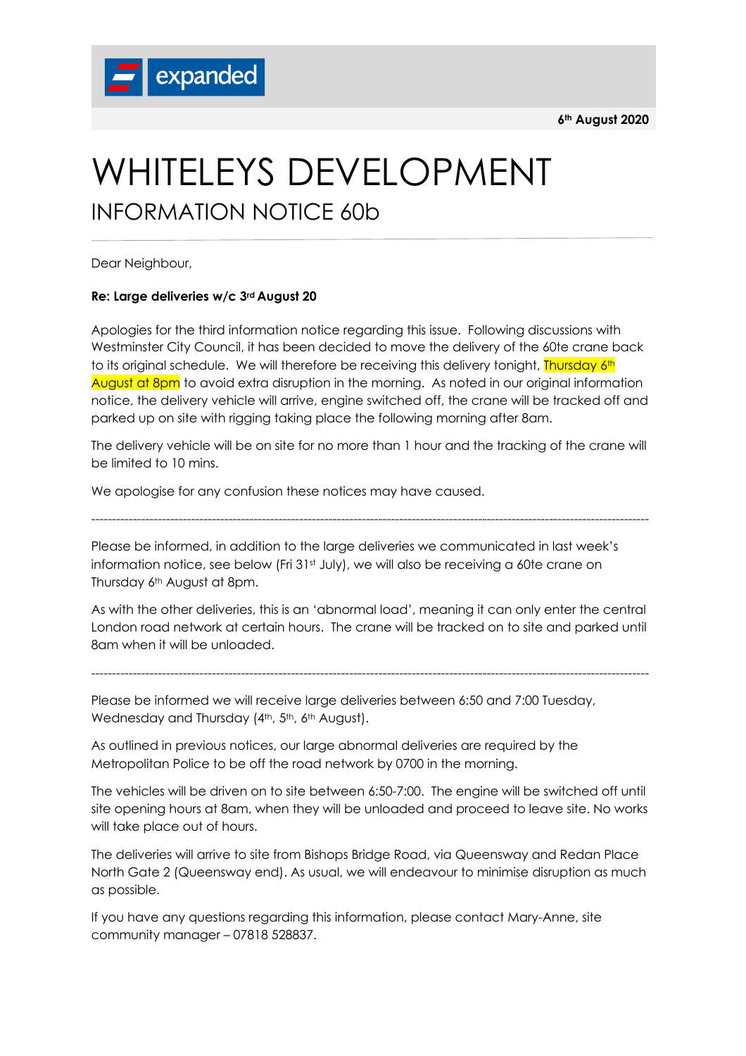expanded

**6th August 2020**

# WHITELEYS DEVELOPMENT

## INFORMATION NOTICE 60b

---

Dear Neighbour,

**Re: Large deliveries w/c 3rd August 20**

Apologies for the third information notice regarding this issue. Following discussions with Westminster City Council, it has been decided to move the delivery of the 60te crane back to its original schedule. We will therefore be receiving this delivery tonight, Thursday 6th August at 8pm to avoid extra disruption in the morning. As noted in our original information notice, the delivery vehicle will arrive, engine switched off, the crane will be tracked off and parked up on site with rigging taking place the following morning after 8am.

The delivery vehicle will be on site for no more than 1 hour and the tracking of the crane will be limited to 10 mins.

We apologise for any confusion these notices may have caused.

---

Please be informed, in addition to the large deliveries we communicated in last week's information notice, see below (Fri 31st July), we will also be receiving a 60te crane on Thursday 6th August at 8pm.

As with the other deliveries, this is an 'abnormal load', meaning it can only enter the central London road network at certain hours. The crane will be tracked on to site and parked until 8am when it will be unloaded.

---

Please be informed we will receive large deliveries between 6:50 and 7:00 Tuesday, Wednesday and Thursday (4th, 5th, 6th August).

As outlined in previous notices, our large abnormal deliveries are required by the Metropolitan Police to be off the road network by 0700 in the morning.

The vehicles will be driven on to site between 6:50-7:00. The engine will be switched off until site opening hours at 8am, when they will be unloaded and proceed to leave site. No works will take place out of hours.

The deliveries will arrive to site from Bishops Bridge Road, via Queensway and Redan Place North Gate 2 (Queensway end). As usual, we will endeavour to minimise disruption as much as possible.

If you have any questions regarding this information, please contact Mary-Anne, site community manager – 07818 528837.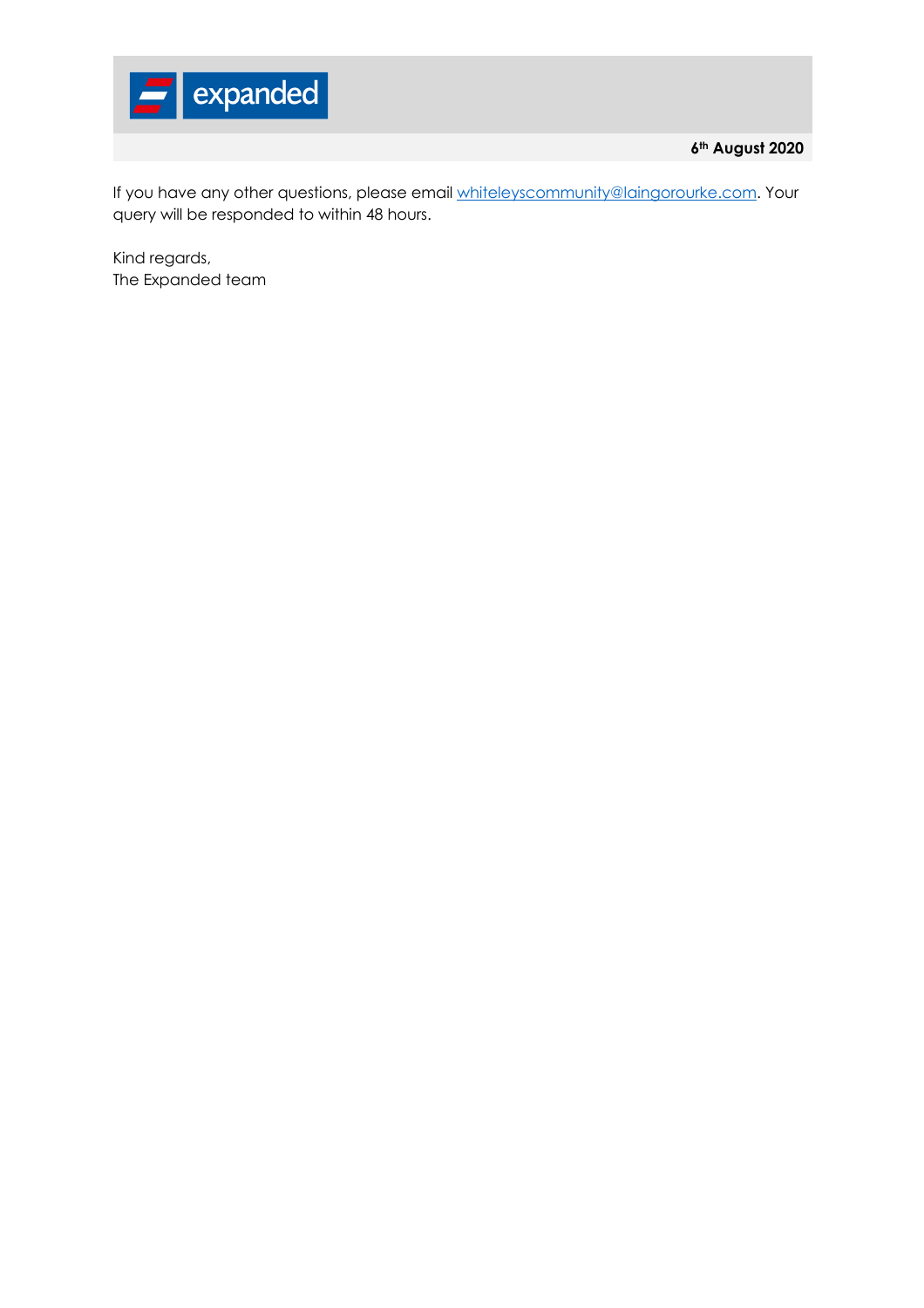If you have any other questions, please email whiteleyscommunity@laingorourke.com. Your query will be responded to within 48 hours.

Kind regards,
The Expanded team